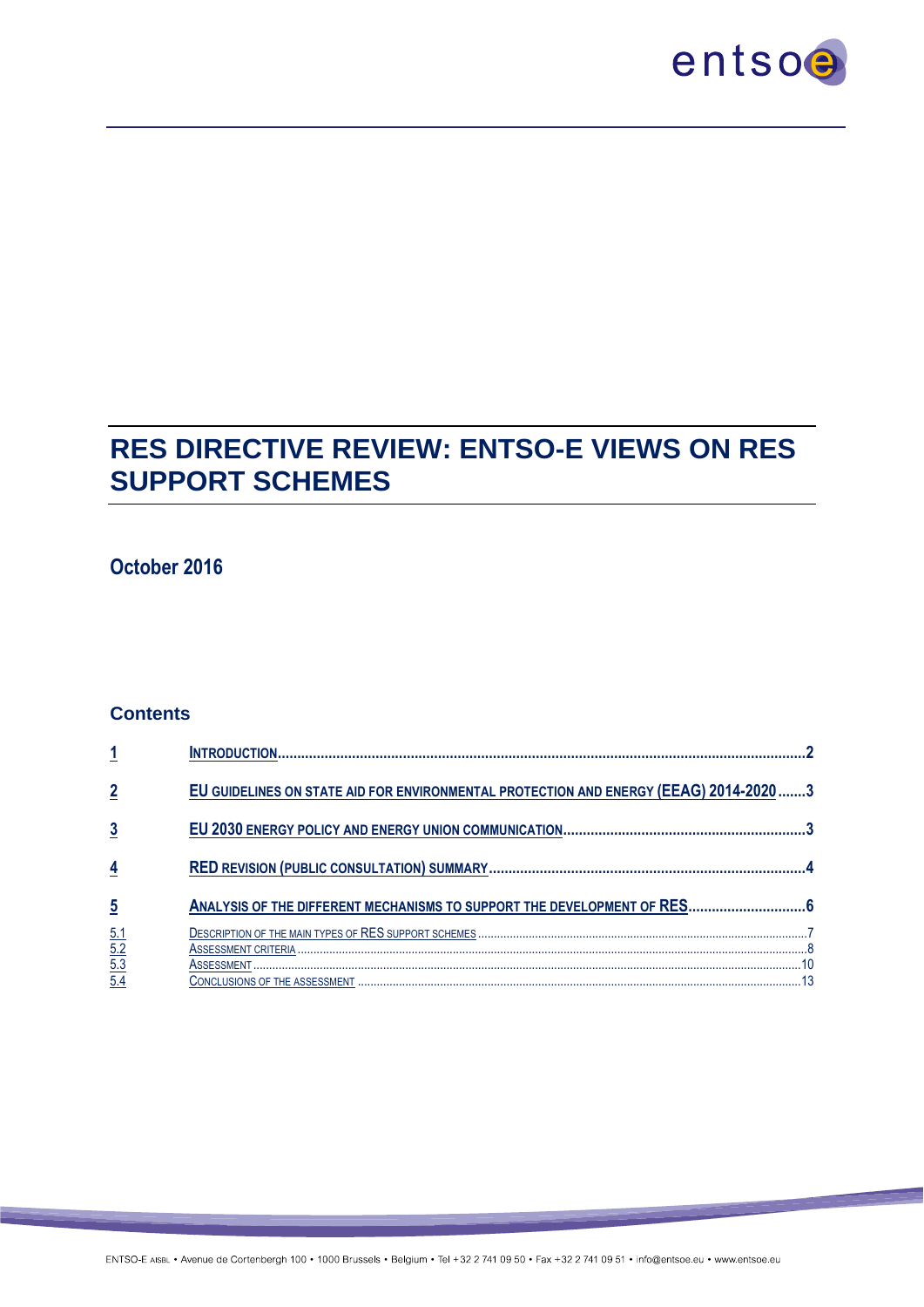# RES DIRECTIVE REVIEW: ENTSO-E VIEWS ON RES SUPPORT SCHEMES

**October 2016**

## Contents

| | | |
|---|---|---|
| 1 | INTRODUCTION | 2 |
| 2 | EU GUIDELINES ON STATE AID FOR ENVIRONMENTAL PROTECTION AND ENERGY (EEAG) 2014-2020 | 3 |
| 3 | EU 2030 ENERGY POLICY AND ENERGY UNION COMMUNICATION | 3 |
| 4 | RED REVISION (PUBLIC CONSULTATION) SUMMARY | 4 |
| 5 | ANALYSIS OF THE DIFFERENT MECHANISMS TO SUPPORT THE DEVELOPMENT OF RES | 6 |
| 5.1 | DESCRIPTION OF THE MAIN TYPES OF RES SUPPORT SCHEMES | 7 |
| 5.2 | ASSESSMENT CRITERIA | 8 |
| 5.3 | ASSESSMENT | 10 |
| 5.4 | CONCLUSIONS OF THE ASSESSMENT | 13 |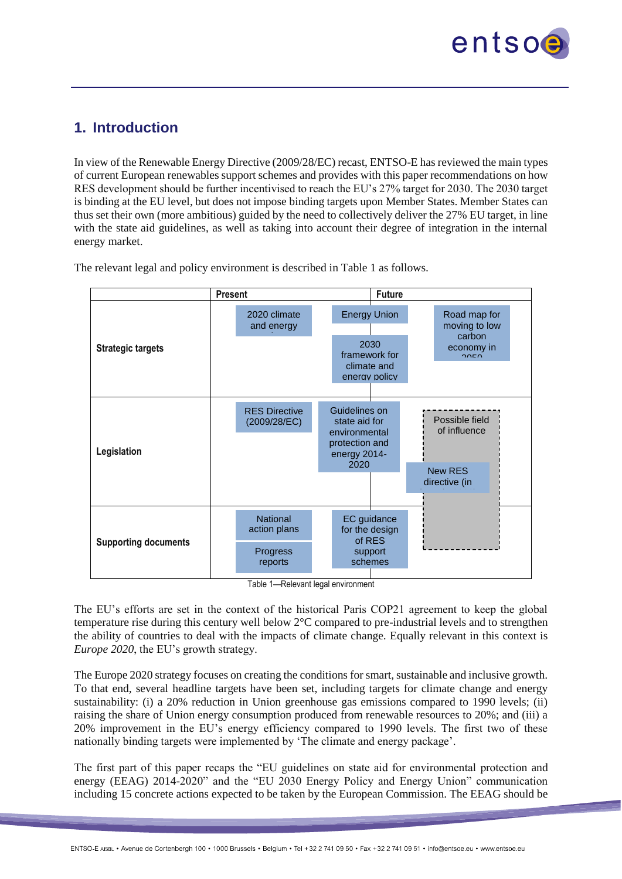# 1. Introduction

In view of the Renewable Energy Directive (2009/28/EC) recast, ENTSO-E has reviewed the main types of current European renewables support schemes and provides with this paper recommendations on how RES development should be further incentivised to reach the EU's 27% target for 2030. The 2030 target is binding at the EU level, but does not impose binding targets upon Member States. Member States can thus set their own (more ambitious) guided by the need to collectively deliver the 27% EU target, in line with the state aid guidelines, as well as taking into account their degree of integration in the internal energy market.

The relevant legal and policy environment is described in Table 1 as follows.

| | Present | | Future |
|---|---|---|---|
| **Strategic targets** | 2020 climate and energy | Energy Union; 2030 framework for climate and energy policy | Road map for moving to low carbon economy in 2050 |
| **Legislation** | RES Directive (2009/28/EC) | Guidelines on state aid for environmental protection and energy 2014-2020 | Possible field of influence; New RES directive (in |
| **Supporting documents** | National action plans; Progress reports | EC guidance for the design of RES support schemes | |

Table 1—Relevant legal environment

The EU's efforts are set in the context of the historical Paris COP21 agreement to keep the global temperature rise during this century well below 2°C compared to pre-industrial levels and to strengthen the ability of countries to deal with the impacts of climate change. Equally relevant in this context is *Europe 2020*, the EU's growth strategy.

The Europe 2020 strategy focuses on creating the conditions for smart, sustainable and inclusive growth. To that end, several headline targets have been set, including targets for climate change and energy sustainability: (i) a 20% reduction in Union greenhouse gas emissions compared to 1990 levels; (ii) raising the share of Union energy consumption produced from renewable resources to 20%; and (iii) a 20% improvement in the EU's energy efficiency compared to 1990 levels. The first two of these nationally binding targets were implemented by 'The climate and energy package'.

The first part of this paper recaps the "EU guidelines on state aid for environmental protection and energy (EEAG) 2014-2020" and the "EU 2030 Energy Policy and Energy Union" communication including 15 concrete actions expected to be taken by the European Commission. The EEAG should be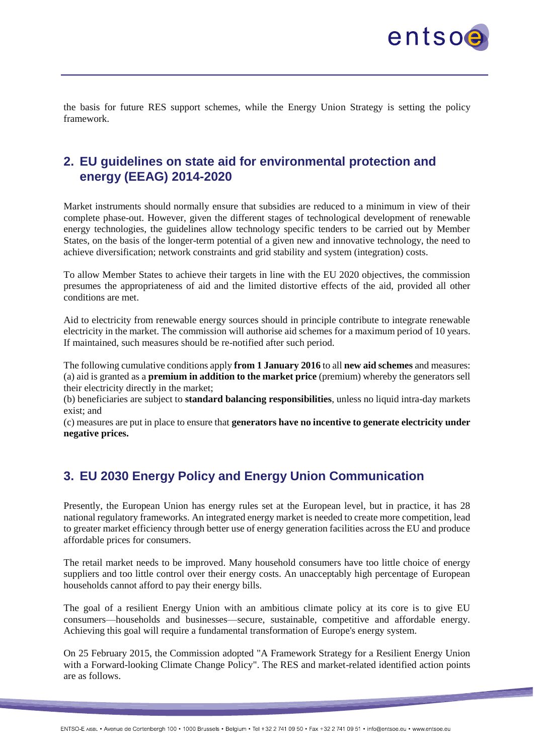the basis for future RES support schemes, while the Energy Union Strategy is setting the policy framework.

## 2. EU guidelines on state aid for environmental protection and energy (EEAG) 2014-2020

Market instruments should normally ensure that subsidies are reduced to a minimum in view of their complete phase-out. However, given the different stages of technological development of renewable energy technologies, the guidelines allow technology specific tenders to be carried out by Member States, on the basis of the longer-term potential of a given new and innovative technology, the need to achieve diversification; network constraints and grid stability and system (integration) costs.

To allow Member States to achieve their targets in line with the EU 2020 objectives, the commission presumes the appropriateness of aid and the limited distortive effects of the aid, provided all other conditions are met.

Aid to electricity from renewable energy sources should in principle contribute to integrate renewable electricity in the market. The commission will authorise aid schemes for a maximum period of 10 years. If maintained, such measures should be re-notified after such period.

The following cumulative conditions apply **from 1 January 2016** to all **new aid schemes** and measures:
(a) aid is granted as a **premium in addition to the market price** (premium) whereby the generators sell their electricity directly in the market;
(b) beneficiaries are subject to **standard balancing responsibilities**, unless no liquid intra-day markets exist; and
(c) measures are put in place to ensure that **generators have no incentive to generate electricity under negative prices.**

## 3. EU 2030 Energy Policy and Energy Union Communication

Presently, the European Union has energy rules set at the European level, but in practice, it has 28 national regulatory frameworks. An integrated energy market is needed to create more competition, lead to greater market efficiency through better use of energy generation facilities across the EU and produce affordable prices for consumers.

The retail market needs to be improved. Many household consumers have too little choice of energy suppliers and too little control over their energy costs. An unacceptably high percentage of European households cannot afford to pay their energy bills.

The goal of a resilient Energy Union with an ambitious climate policy at its core is to give EU consumers—households and businesses—secure, sustainable, competitive and affordable energy. Achieving this goal will require a fundamental transformation of Europe's energy system.

On 25 February 2015, the Commission adopted "A Framework Strategy for a Resilient Energy Union with a Forward-looking Climate Change Policy". The RES and market-related identified action points are as follows.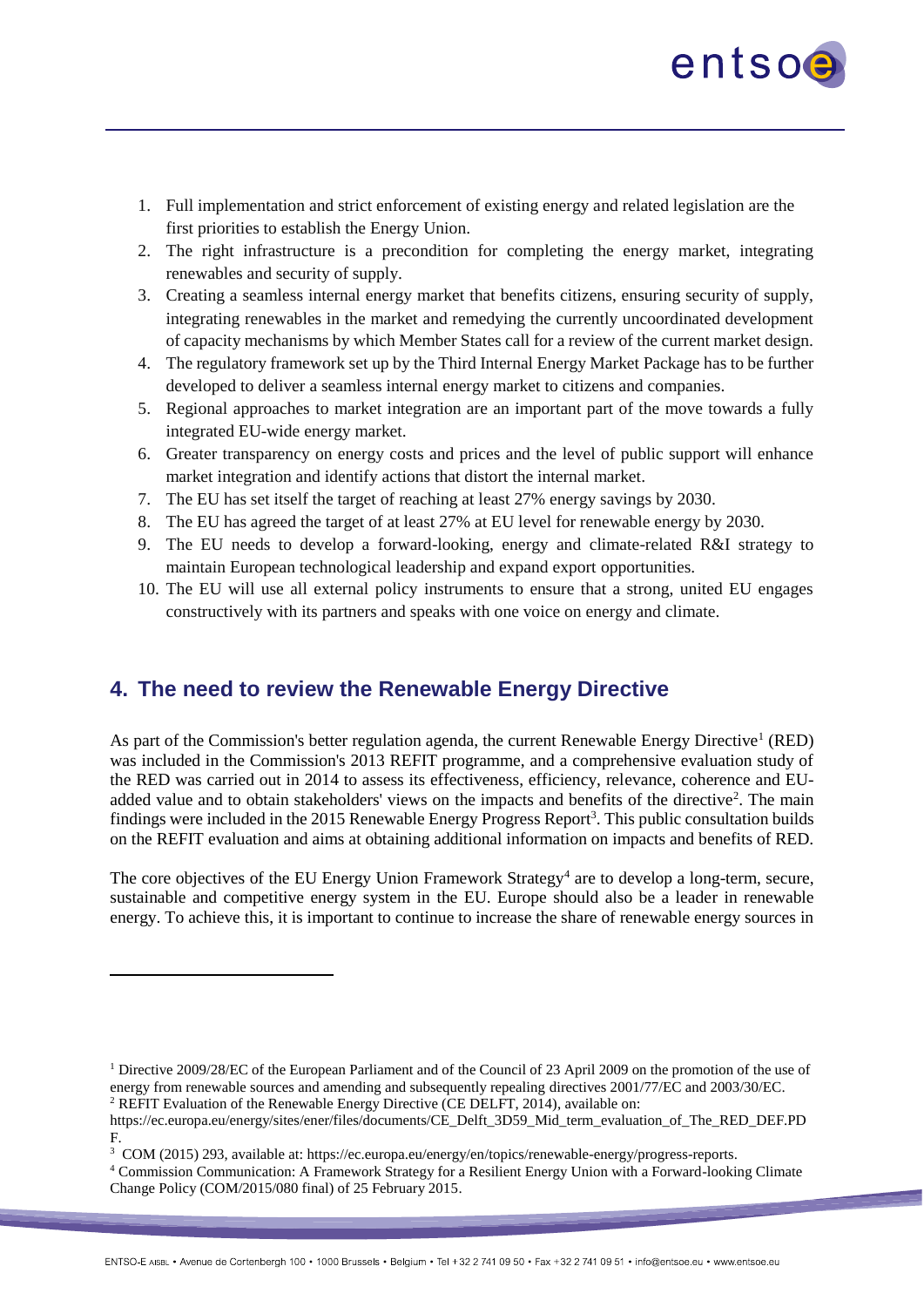1. Full implementation and strict enforcement of existing energy and related legislation are the first priorities to establish the Energy Union.
2. The right infrastructure is a precondition for completing the energy market, integrating renewables and security of supply.
3. Creating a seamless internal energy market that benefits citizens, ensuring security of supply, integrating renewables in the market and remedying the currently uncoordinated development of capacity mechanisms by which Member States call for a review of the current market design.
4. The regulatory framework set up by the Third Internal Energy Market Package has to be further developed to deliver a seamless internal energy market to citizens and companies.
5. Regional approaches to market integration are an important part of the move towards a fully integrated EU-wide energy market.
6. Greater transparency on energy costs and prices and the level of public support will enhance market integration and identify actions that distort the internal market.
7. The EU has set itself the target of reaching at least 27% energy savings by 2030.
8. The EU has agreed the target of at least 27% at EU level for renewable energy by 2030.
9. The EU needs to develop a forward-looking, energy and climate-related R&I strategy to maintain European technological leadership and expand export opportunities.
10. The EU will use all external policy instruments to ensure that a strong, united EU engages constructively with its partners and speaks with one voice on energy and climate.

## 4. The need to review the Renewable Energy Directive

As part of the Commission's better regulation agenda, the current Renewable Energy Directive[1] (RED) was included in the Commission's 2013 REFIT programme, and a comprehensive evaluation study of the RED was carried out in 2014 to assess its effectiveness, efficiency, relevance, coherence and EU-added value and to obtain stakeholders' views on the impacts and benefits of the directive[2]. The main findings were included in the 2015 Renewable Energy Progress Report[3]. This public consultation builds on the REFIT evaluation and aims at obtaining additional information on impacts and benefits of RED.

The core objectives of the EU Energy Union Framework Strategy[4] are to develop a long-term, secure, sustainable and competitive energy system in the EU. Europe should also be a leader in renewable energy. To achieve this, it is important to continue to increase the share of renewable energy sources in

[1] Directive 2009/28/EC of the European Parliament and of the Council of 23 April 2009 on the promotion of the use of energy from renewable sources and amending and subsequently repealing directives 2001/77/EC and 2003/30/EC.

[2] REFIT Evaluation of the Renewable Energy Directive (CE DELFT, 2014), available on: https://ec.europa.eu/energy/sites/ener/files/documents/CE_Delft_3D59_Mid_term_evaluation_of_The_RED_DEF.PDF.

[3] COM (2015) 293, available at: https://ec.europa.eu/energy/en/topics/renewable-energy/progress-reports.

[4] Commission Communication: A Framework Strategy for a Resilient Energy Union with a Forward-looking Climate Change Policy (COM/2015/080 final) of 25 February 2015.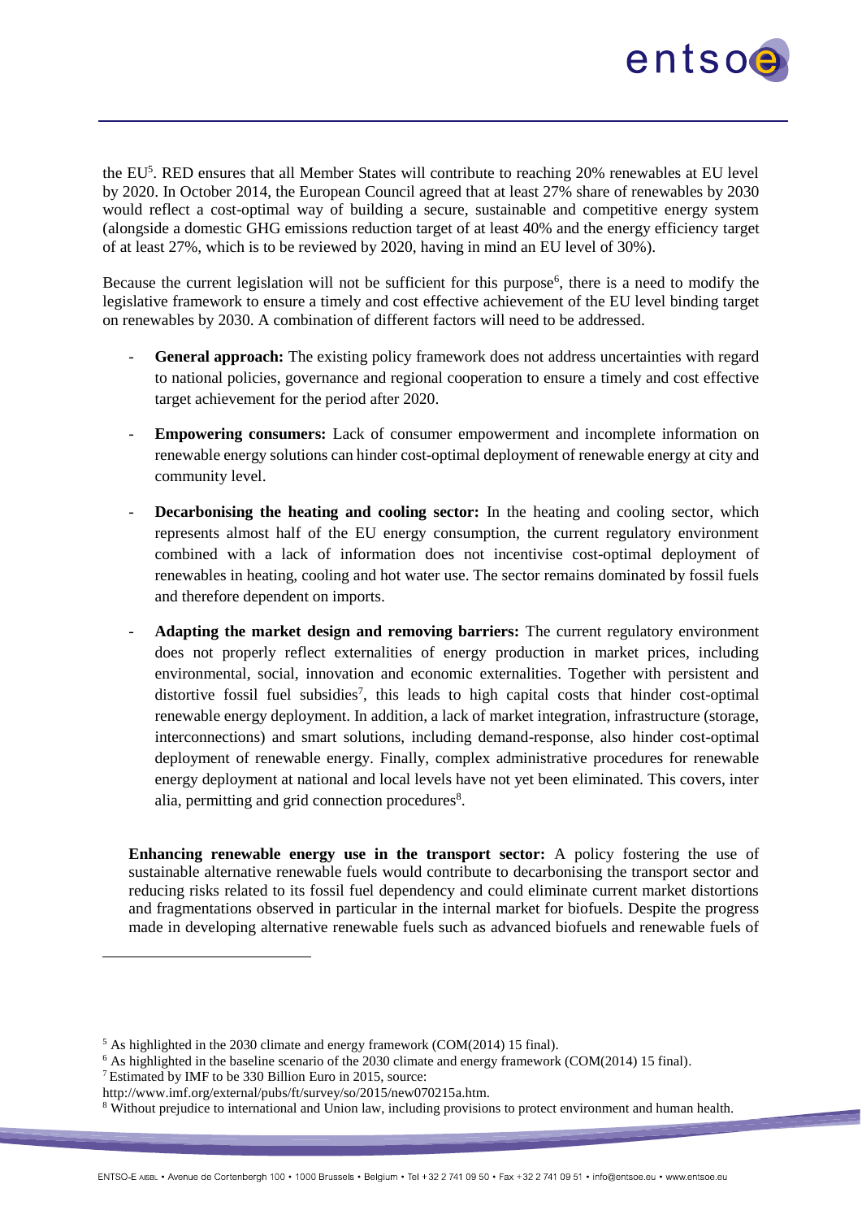the EU[5]. RED ensures that all Member States will contribute to reaching 20% renewables at EU level by 2020. In October 2014, the European Council agreed that at least 27% share of renewables by 2030 would reflect a cost-optimal way of building a secure, sustainable and competitive energy system (alongside a domestic GHG emissions reduction target of at least 40% and the energy efficiency target of at least 27%, which is to be reviewed by 2020, having in mind an EU level of 30%).

Because the current legislation will not be sufficient for this purpose[6], there is a need to modify the legislative framework to ensure a timely and cost effective achievement of the EU level binding target on renewables by 2030. A combination of different factors will need to be addressed.

- **General approach:** The existing policy framework does not address uncertainties with regard to national policies, governance and regional cooperation to ensure a timely and cost effective target achievement for the period after 2020.
- **Empowering consumers:** Lack of consumer empowerment and incomplete information on renewable energy solutions can hinder cost-optimal deployment of renewable energy at city and community level.
- **Decarbonising the heating and cooling sector:** In the heating and cooling sector, which represents almost half of the EU energy consumption, the current regulatory environment combined with a lack of information does not incentivise cost-optimal deployment of renewables in heating, cooling and hot water use. The sector remains dominated by fossil fuels and therefore dependent on imports.
- **Adapting the market design and removing barriers:** The current regulatory environment does not properly reflect externalities of energy production in market prices, including environmental, social, innovation and economic externalities. Together with persistent and distortive fossil fuel subsidies[7], this leads to high capital costs that hinder cost-optimal renewable energy deployment. In addition, a lack of market integration, infrastructure (storage, interconnections) and smart solutions, including demand-response, also hinder cost-optimal deployment of renewable energy. Finally, complex administrative procedures for renewable energy deployment at national and local levels have not yet been eliminated. This covers, inter alia, permitting and grid connection procedures[8].

**Enhancing renewable energy use in the transport sector:** A policy fostering the use of sustainable alternative renewable fuels would contribute to decarbonising the transport sector and reducing risks related to its fossil fuel dependency and could eliminate current market distortions and fragmentations observed in particular in the internal market for biofuels. Despite the progress made in developing alternative renewable fuels such as advanced biofuels and renewable fuels of

---

[5] As highlighted in the 2030 climate and energy framework (COM(2014) 15 final).

[6] As highlighted in the baseline scenario of the 2030 climate and energy framework (COM(2014) 15 final).

[7] Estimated by IMF to be 330 Billion Euro in 2015, source: http://www.imf.org/external/pubs/ft/survey/so/2015/new070215a.htm.

[8] Without prejudice to international and Union law, including provisions to protect environment and human health.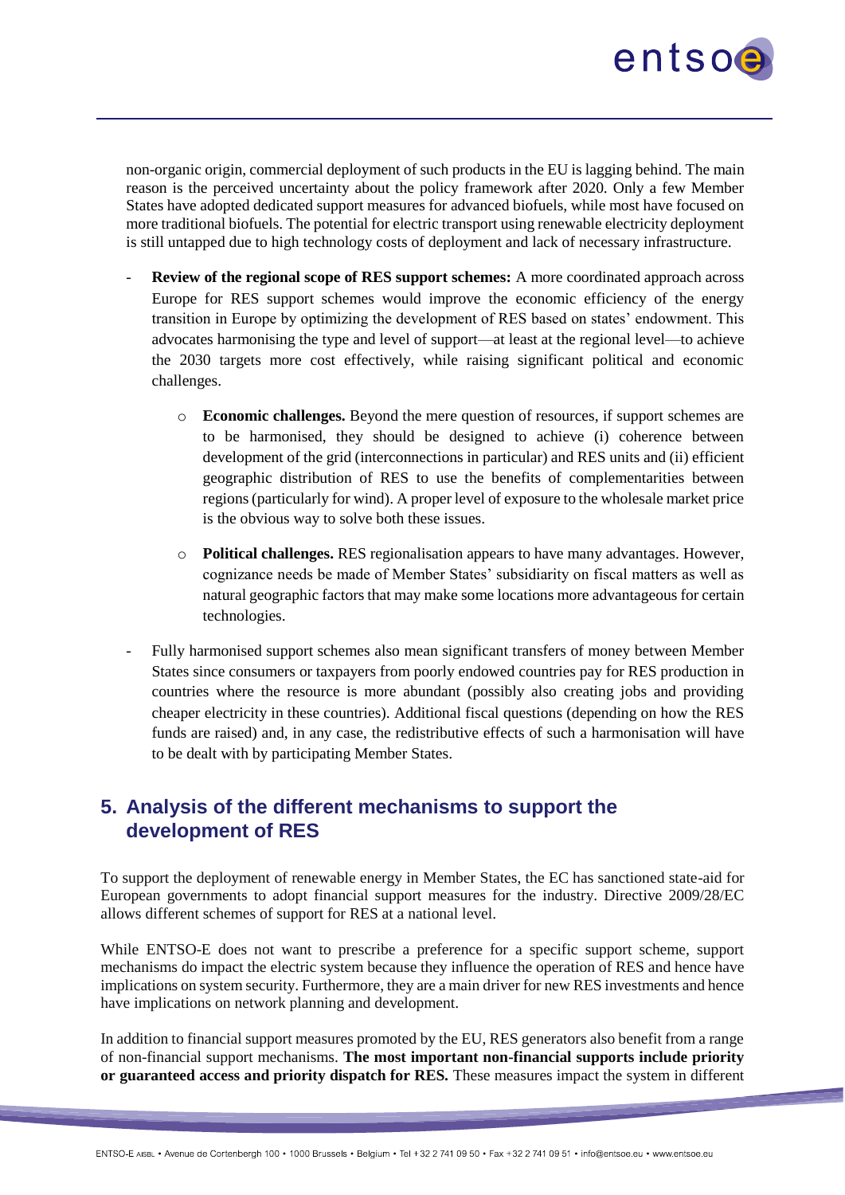non-organic origin, commercial deployment of such products in the EU is lagging behind. The main reason is the perceived uncertainty about the policy framework after 2020. Only a few Member States have adopted dedicated support measures for advanced biofuels, while most have focused on more traditional biofuels. The potential for electric transport using renewable electricity deployment is still untapped due to high technology costs of deployment and lack of necessary infrastructure.

- **Review of the regional scope of RES support schemes:** A more coordinated approach across Europe for RES support schemes would improve the economic efficiency of the energy transition in Europe by optimizing the development of RES based on states' endowment. This advocates harmonising the type and level of support—at least at the regional level—to achieve the 2030 targets more cost effectively, while raising significant political and economic challenges.
    - **Economic challenges.** Beyond the mere question of resources, if support schemes are to be harmonised, they should be designed to achieve (i) coherence between development of the grid (interconnections in particular) and RES units and (ii) efficient geographic distribution of RES to use the benefits of complementarities between regions (particularly for wind). A proper level of exposure to the wholesale market price is the obvious way to solve both these issues.
    - **Political challenges.** RES regionalisation appears to have many advantages. However, cognizance needs be made of Member States' subsidiarity on fiscal matters as well as natural geographic factors that may make some locations more advantageous for certain technologies.
- Fully harmonised support schemes also mean significant transfers of money between Member States since consumers or taxpayers from poorly endowed countries pay for RES production in countries where the resource is more abundant (possibly also creating jobs and providing cheaper electricity in these countries). Additional fiscal questions (depending on how the RES funds are raised) and, in any case, the redistributive effects of such a harmonisation will have to be dealt with by participating Member States.

## 5. Analysis of the different mechanisms to support the development of RES

To support the deployment of renewable energy in Member States, the EC has sanctioned state-aid for European governments to adopt financial support measures for the industry. Directive 2009/28/EC allows different schemes of support for RES at a national level.

While ENTSO-E does not want to prescribe a preference for a specific support scheme, support mechanisms do impact the electric system because they influence the operation of RES and hence have implications on system security. Furthermore, they are a main driver for new RES investments and hence have implications on network planning and development.

In addition to financial support measures promoted by the EU, RES generators also benefit from a range of non-financial support mechanisms. **The most important non-financial supports include priority or guaranteed access and priority dispatch for RES.** These measures impact the system in different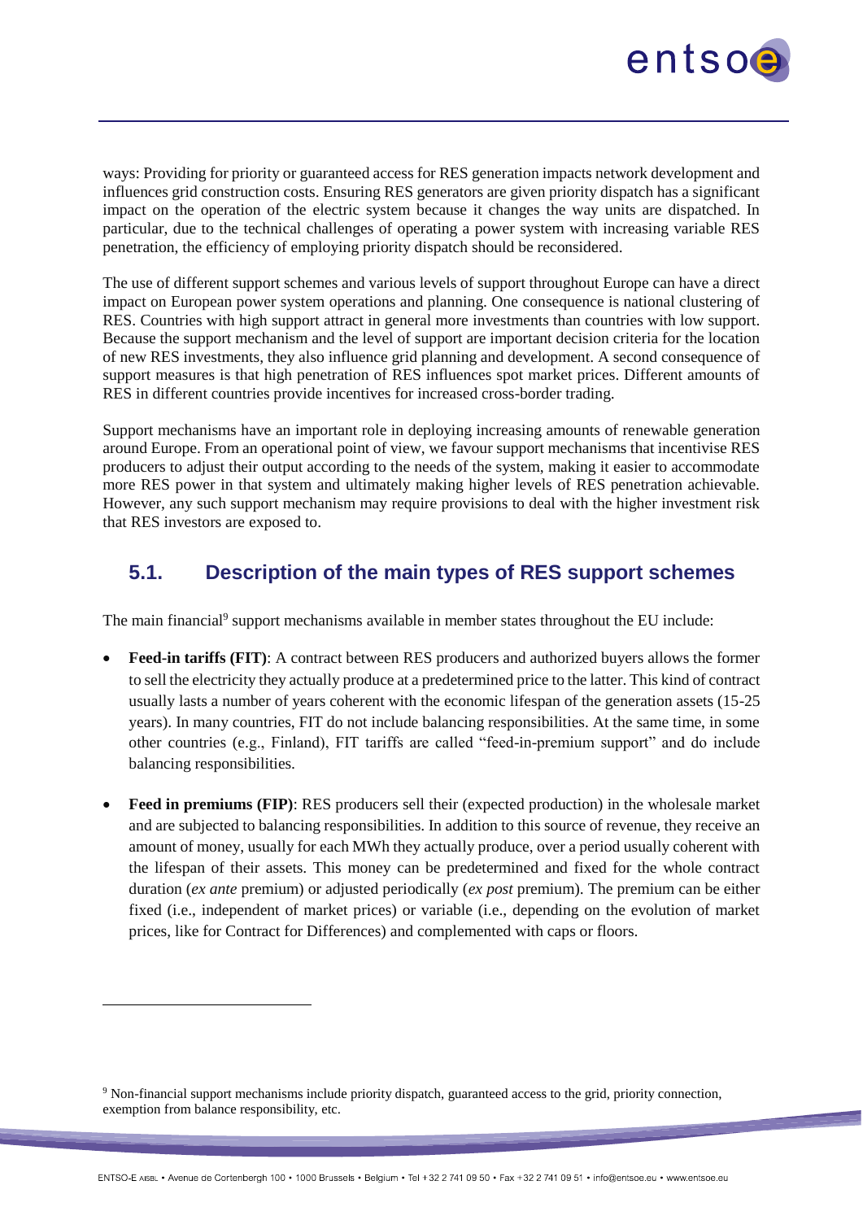ways: Providing for priority or guaranteed access for RES generation impacts network development and influences grid construction costs. Ensuring RES generators are given priority dispatch has a significant impact on the operation of the electric system because it changes the way units are dispatched. In particular, due to the technical challenges of operating a power system with increasing variable RES penetration, the efficiency of employing priority dispatch should be reconsidered.

The use of different support schemes and various levels of support throughout Europe can have a direct impact on European power system operations and planning. One consequence is national clustering of RES. Countries with high support attract in general more investments than countries with low support. Because the support mechanism and the level of support are important decision criteria for the location of new RES investments, they also influence grid planning and development. A second consequence of support measures is that high penetration of RES influences spot market prices. Different amounts of RES in different countries provide incentives for increased cross-border trading.

Support mechanisms have an important role in deploying increasing amounts of renewable generation around Europe. From an operational point of view, we favour support mechanisms that incentivise RES producers to adjust their output according to the needs of the system, making it easier to accommodate more RES power in that system and ultimately making higher levels of RES penetration achievable. However, any such support mechanism may require provisions to deal with the higher investment risk that RES investors are exposed to.

## 5.1. Description of the main types of RES support schemes

The main financial[9] support mechanisms available in member states throughout the EU include:

- **Feed-in tariffs (FIT)**: A contract between RES producers and authorized buyers allows the former to sell the electricity they actually produce at a predetermined price to the latter. This kind of contract usually lasts a number of years coherent with the economic lifespan of the generation assets (15-25 years). In many countries, FIT do not include balancing responsibilities. At the same time, in some other countries (e.g., Finland), FIT tariffs are called "feed-in-premium support" and do include balancing responsibilities.
- **Feed in premiums (FIP)**: RES producers sell their (expected production) in the wholesale market and are subjected to balancing responsibilities. In addition to this source of revenue, they receive an amount of money, usually for each MWh they actually produce, over a period usually coherent with the lifespan of their assets. This money can be predetermined and fixed for the whole contract duration (*ex ante* premium) or adjusted periodically (*ex post* premium). The premium can be either fixed (i.e., independent of market prices) or variable (i.e., depending on the evolution of market prices, like for Contract for Differences) and complemented with caps or floors.

[9] Non-financial support mechanisms include priority dispatch, guaranteed access to the grid, priority connection, exemption from balance responsibility, etc.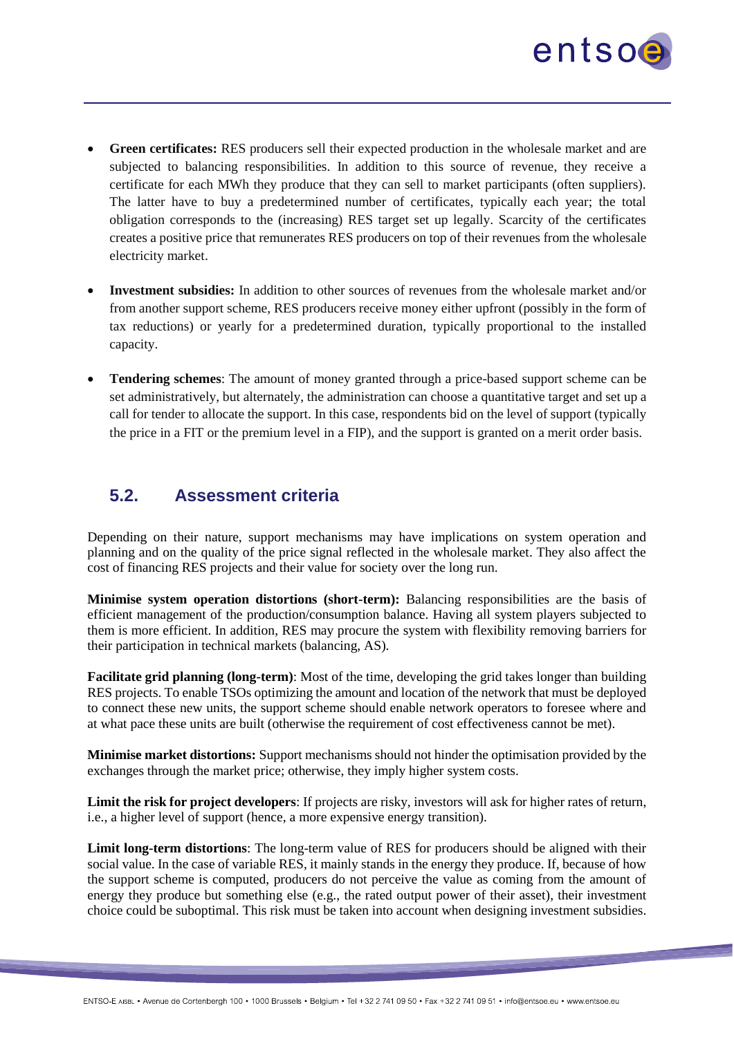- **Green certificates:** RES producers sell their expected production in the wholesale market and are subjected to balancing responsibilities. In addition to this source of revenue, they receive a certificate for each MWh they produce that they can sell to market participants (often suppliers). The latter have to buy a predetermined number of certificates, typically each year; the total obligation corresponds to the (increasing) RES target set up legally. Scarcity of the certificates creates a positive price that remunerates RES producers on top of their revenues from the wholesale electricity market.

- **Investment subsidies:** In addition to other sources of revenues from the wholesale market and/or from another support scheme, RES producers receive money either upfront (possibly in the form of tax reductions) or yearly for a predetermined duration, typically proportional to the installed capacity.

- **Tendering schemes**: The amount of money granted through a price-based support scheme can be set administratively, but alternately, the administration can choose a quantitative target and set up a call for tender to allocate the support. In this case, respondents bid on the level of support (typically the price in a FIT or the premium level in a FIP), and the support is granted on a merit order basis.

## 5.2. Assessment criteria

Depending on their nature, support mechanisms may have implications on system operation and planning and on the quality of the price signal reflected in the wholesale market. They also affect the cost of financing RES projects and their value for society over the long run.

**Minimise system operation distortions (short-term):** Balancing responsibilities are the basis of efficient management of the production/consumption balance. Having all system players subjected to them is more efficient. In addition, RES may procure the system with flexibility removing barriers for their participation in technical markets (balancing, AS).

**Facilitate grid planning (long-term)**: Most of the time, developing the grid takes longer than building RES projects. To enable TSOs optimizing the amount and location of the network that must be deployed to connect these new units, the support scheme should enable network operators to foresee where and at what pace these units are built (otherwise the requirement of cost effectiveness cannot be met).

**Minimise market distortions:** Support mechanisms should not hinder the optimisation provided by the exchanges through the market price; otherwise, they imply higher system costs.

**Limit the risk for project developers**: If projects are risky, investors will ask for higher rates of return, i.e., a higher level of support (hence, a more expensive energy transition).

**Limit long-term distortions**: The long-term value of RES for producers should be aligned with their social value. In the case of variable RES, it mainly stands in the energy they produce. If, because of how the support scheme is computed, producers do not perceive the value as coming from the amount of energy they produce but something else (e.g., the rated output power of their asset), their investment choice could be suboptimal. This risk must be taken into account when designing investment subsidies.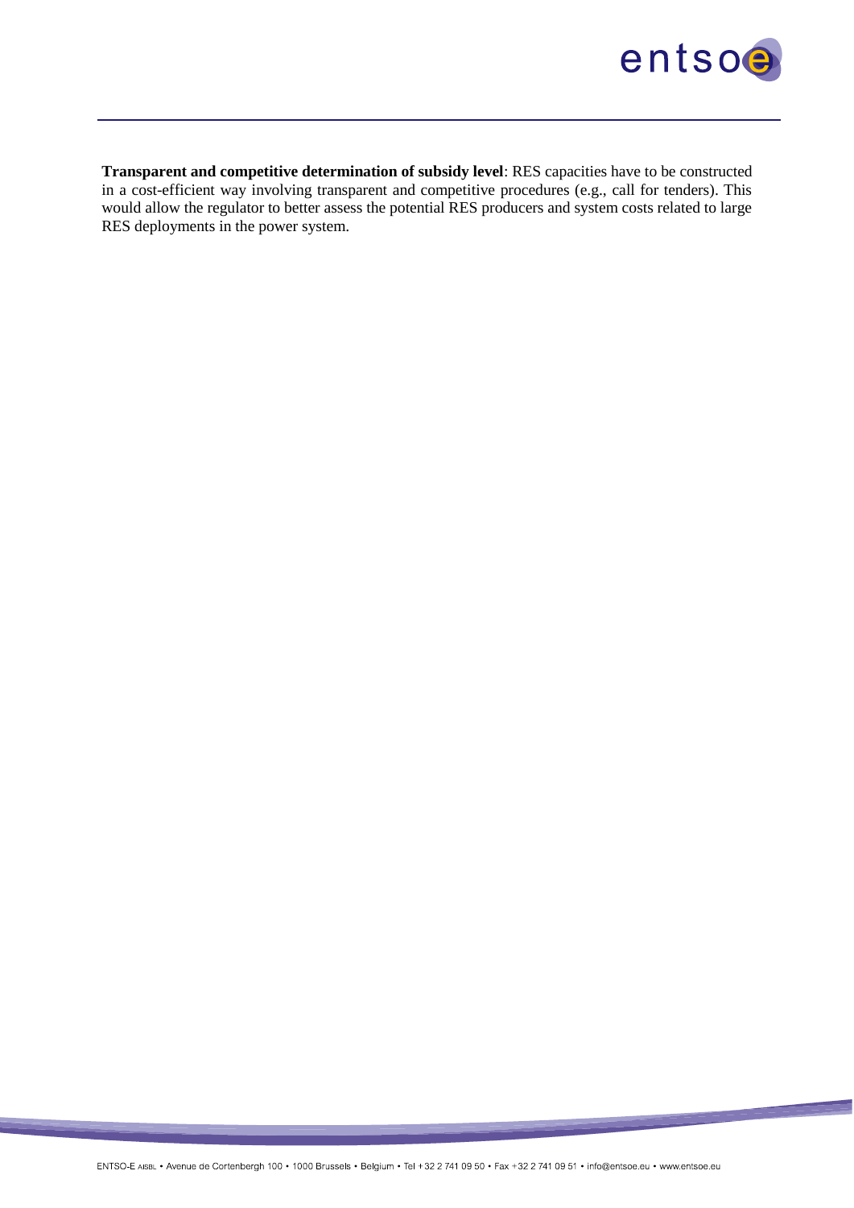**Transparent and competitive determination of subsidy level**: RES capacities have to be constructed in a cost-efficient way involving transparent and competitive procedures (e.g., call for tenders). This would allow the regulator to better assess the potential RES producers and system costs related to large RES deployments in the power system.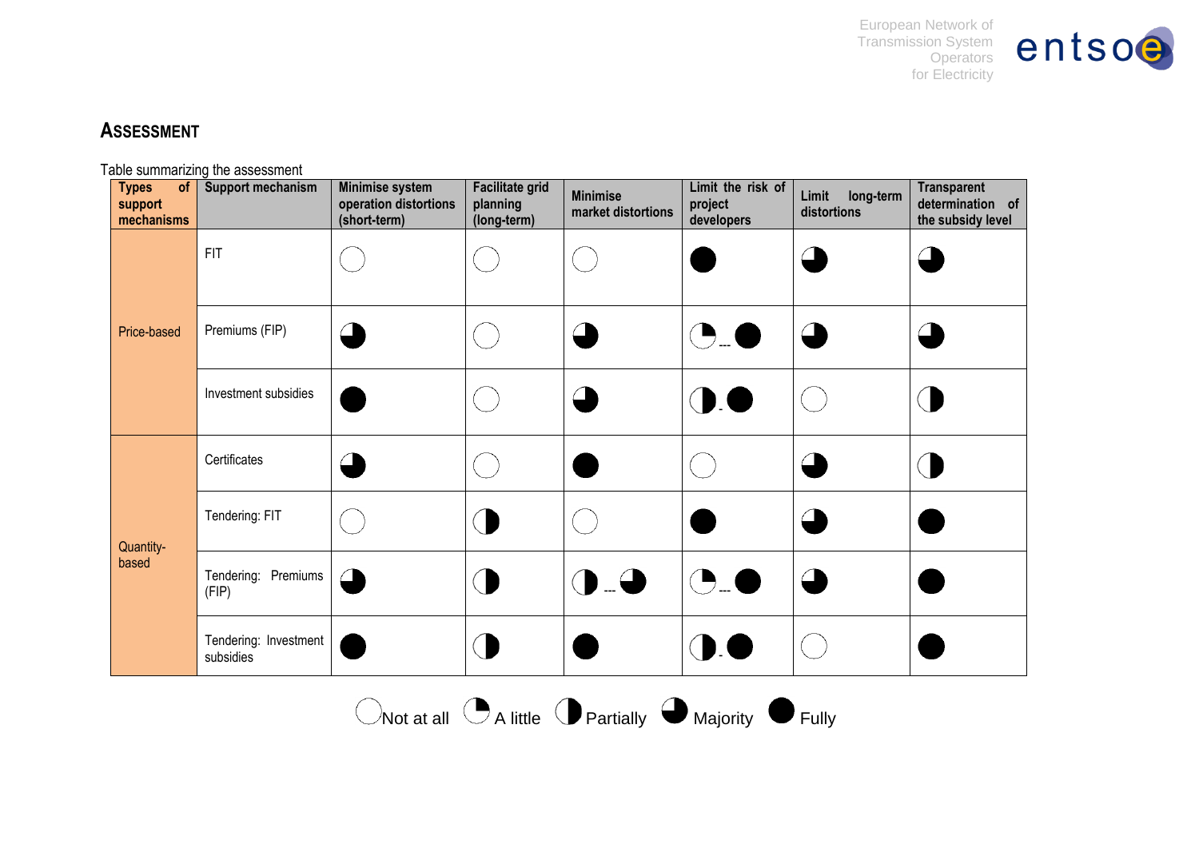## Assessment

Table summarizing the assessment

| Types of support mechanisms | Support mechanism | Minimise system operation distortions (short-term) | Facilitate grid planning (long-term) | Minimise market distortions | Limit the risk of project developers | Limit long-term distortions | Transparent determination of the subsidy level |
|---|---|---|---|---|---|---|---|
| Price-based | FIT | Not at all | Not at all | Not at all | Fully | Majority | Majority |
| | Premiums (FIP) | Majority | Not at all | Majority | A little --- Fully | Majority | Majority |
| | Investment subsidies | Fully | Not at all | Majority | Partially - Fully | Not at all | Partially |
| Quantity-based | Certificates | Majority | Not at all | Fully | Not at all | Majority | Partially |
| | Tendering: FIT | Not at all | Partially | Not at all | Fully | Majority | Fully |
| | Tendering: Premiums (FIP) | Majority | Partially | Partially --- Majority | A little --- Fully | Majority | Fully |
| | Tendering: Investment subsidies | Fully | Partially | Fully | Partially - Fully | Not at all | Fully |

Legend: Not at all, A little, Partially, Majority, Fully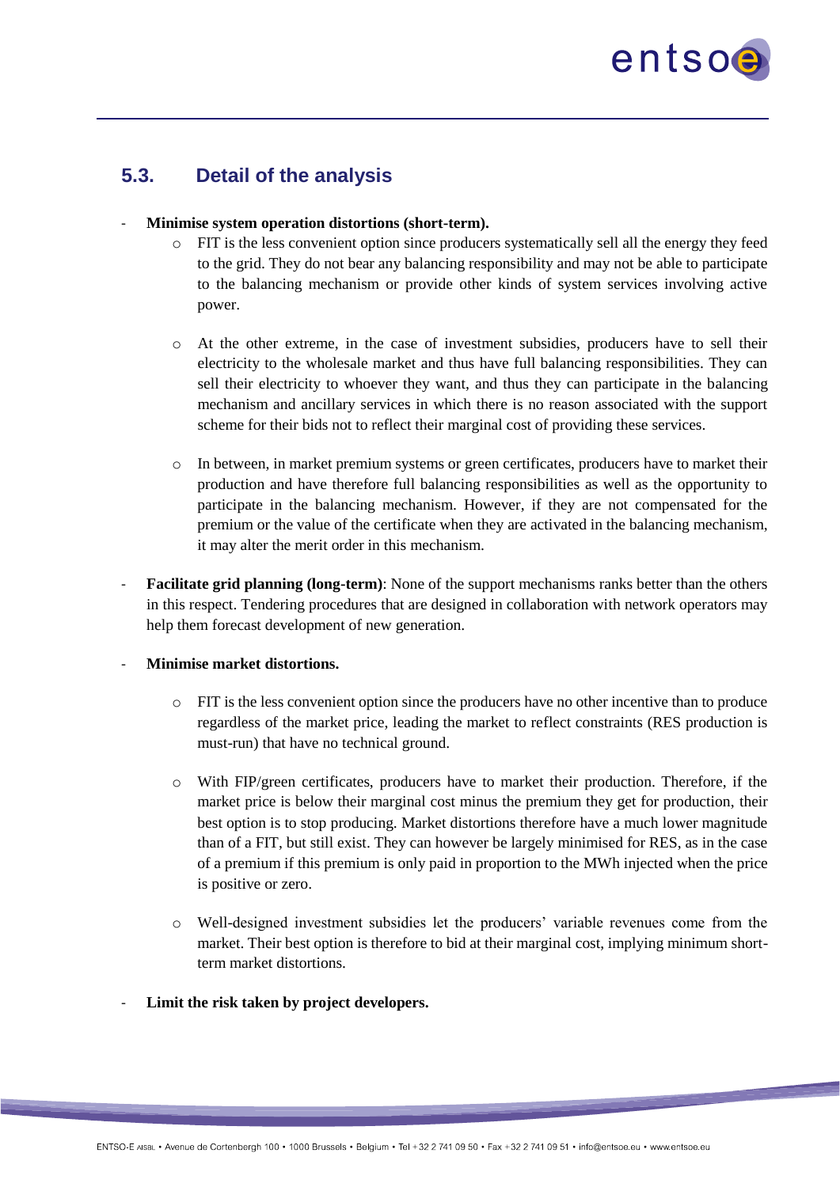## 5.3. Detail of the analysis

- **Minimise system operation distortions (short-term).**
    - FIT is the less convenient option since producers systematically sell all the energy they feed to the grid. They do not bear any balancing responsibility and may not be able to participate to the balancing mechanism or provide other kinds of system services involving active power.
    - At the other extreme, in the case of investment subsidies, producers have to sell their electricity to the wholesale market and thus have full balancing responsibilities. They can sell their electricity to whoever they want, and thus they can participate in the balancing mechanism and ancillary services in which there is no reason associated with the support scheme for their bids not to reflect their marginal cost of providing these services.
    - In between, in market premium systems or green certificates, producers have to market their production and have therefore full balancing responsibilities as well as the opportunity to participate in the balancing mechanism. However, if they are not compensated for the premium or the value of the certificate when they are activated in the balancing mechanism, it may alter the merit order in this mechanism.
- **Facilitate grid planning (long-term)**: None of the support mechanisms ranks better than the others in this respect. Tendering procedures that are designed in collaboration with network operators may help them forecast development of new generation.
- **Minimise market distortions.**
    - FIT is the less convenient option since the producers have no other incentive than to produce regardless of the market price, leading the market to reflect constraints (RES production is must-run) that have no technical ground.
    - With FIP/green certificates, producers have to market their production. Therefore, if the market price is below their marginal cost minus the premium they get for production, their best option is to stop producing. Market distortions therefore have a much lower magnitude than of a FIT, but still exist. They can however be largely minimised for RES, as in the case of a premium if this premium is only paid in proportion to the MWh injected when the price is positive or zero.
    - Well-designed investment subsidies let the producers' variable revenues come from the market. Their best option is therefore to bid at their marginal cost, implying minimum short-term market distortions.
- **Limit the risk taken by project developers.**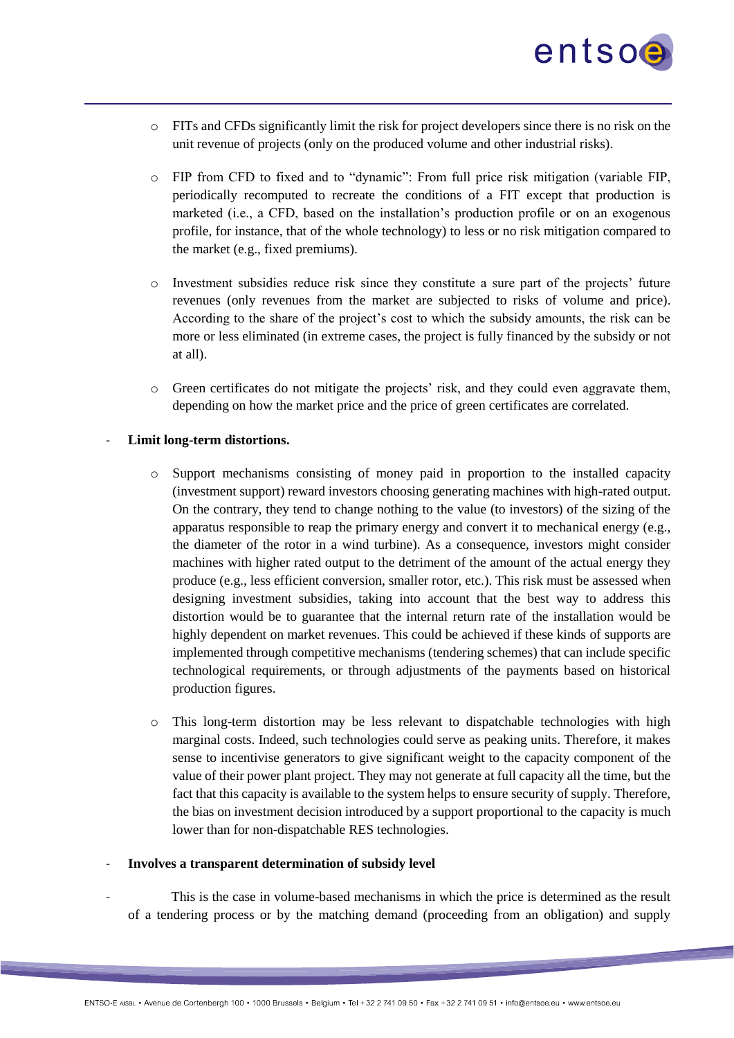- FITs and CFDs significantly limit the risk for project developers since there is no risk on the unit revenue of projects (only on the produced volume and other industrial risks).

- FIP from CFD to fixed and to "dynamic": From full price risk mitigation (variable FIP, periodically recomputed to recreate the conditions of a FIT except that production is marketed (i.e., a CFD, based on the installation's production profile or on an exogenous profile, for instance, that of the whole technology) to less or no risk mitigation compared to the market (e.g., fixed premiums).

- Investment subsidies reduce risk since they constitute a sure part of the projects' future revenues (only revenues from the market are subjected to risks of volume and price). According to the share of the project's cost to which the subsidy amounts, the risk can be more or less eliminated (in extreme cases, the project is fully financed by the subsidy or not at all).

- Green certificates do not mitigate the projects' risk, and they could even aggravate them, depending on how the market price and the price of green certificates are correlated.

- **Limit long-term distortions.**

  - Support mechanisms consisting of money paid in proportion to the installed capacity (investment support) reward investors choosing generating machines with high-rated output. On the contrary, they tend to change nothing to the value (to investors) of the sizing of the apparatus responsible to reap the primary energy and convert it to mechanical energy (e.g., the diameter of the rotor in a wind turbine). As a consequence, investors might consider machines with higher rated output to the detriment of the amount of the actual energy they produce (e.g., less efficient conversion, smaller rotor, etc.). This risk must be assessed when designing investment subsidies, taking into account that the best way to address this distortion would be to guarantee that the internal return rate of the installation would be highly dependent on market revenues. This could be achieved if these kinds of supports are implemented through competitive mechanisms (tendering schemes) that can include specific technological requirements, or through adjustments of the payments based on historical production figures.

  - This long-term distortion may be less relevant to dispatchable technologies with high marginal costs. Indeed, such technologies could serve as peaking units. Therefore, it makes sense to incentivise generators to give significant weight to the capacity component of the value of their power plant project. They may not generate at full capacity all the time, but the fact that this capacity is available to the system helps to ensure security of supply. Therefore, the bias on investment decision introduced by a support proportional to the capacity is much lower than for non-dispatchable RES technologies.

- **Involves a transparent determination of subsidy level**

- This is the case in volume-based mechanisms in which the price is determined as the result of a tendering process or by the matching demand (proceeding from an obligation) and supply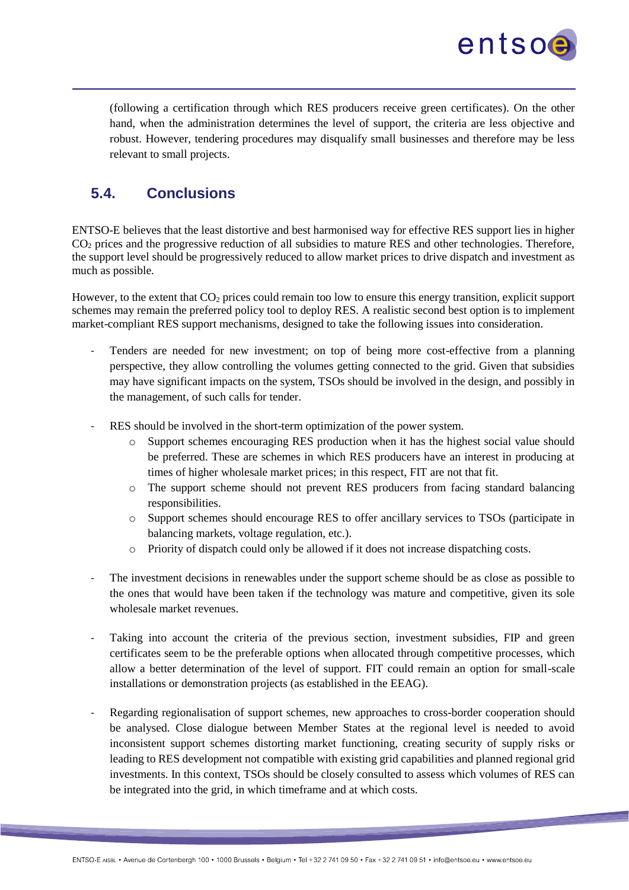(following a certification through which RES producers receive green certificates). On the other hand, when the administration determines the level of support, the criteria are less objective and robust. However, tendering procedures may disqualify small businesses and therefore may be less relevant to small projects.

## 5.4. Conclusions

ENTSO-E believes that the least distortive and best harmonised way for effective RES support lies in higher $CO_2$ prices and the progressive reduction of all subsidies to mature RES and other technologies. Therefore, the support level should be progressively reduced to allow market prices to drive dispatch and investment as much as possible.

However, to the extent that $CO_2$ prices could remain too low to ensure this energy transition, explicit support schemes may remain the preferred policy tool to deploy RES. A realistic second best option is to implement market-compliant RES support mechanisms, designed to take the following issues into consideration.

- Tenders are needed for new investment; on top of being more cost-effective from a planning perspective, they allow controlling the volumes getting connected to the grid. Given that subsidies may have significant impacts on the system, TSOs should be involved in the design, and possibly in the management, of such calls for tender.

- RES should be involved in the short-term optimization of the power system.
  - Support schemes encouraging RES production when it has the highest social value should be preferred. These are schemes in which RES producers have an interest in producing at times of higher wholesale market prices; in this respect, FIT are not that fit.
  - The support scheme should not prevent RES producers from facing standard balancing responsibilities.
  - Support schemes should encourage RES to offer ancillary services to TSOs (participate in balancing markets, voltage regulation, etc.).
  - Priority of dispatch could only be allowed if it does not increase dispatching costs.

- The investment decisions in renewables under the support scheme should be as close as possible to the ones that would have been taken if the technology was mature and competitive, given its sole wholesale market revenues.

- Taking into account the criteria of the previous section, investment subsidies, FIP and green certificates seem to be the preferable options when allocated through competitive processes, which allow a better determination of the level of support. FIT could remain an option for small-scale installations or demonstration projects (as established in the EEAG).

- Regarding regionalisation of support schemes, new approaches to cross-border cooperation should be analysed. Close dialogue between Member States at the regional level is needed to avoid inconsistent support schemes distorting market functioning, creating security of supply risks or leading to RES development not compatible with existing grid capabilities and planned regional grid investments. In this context, TSOs should be closely consulted to assess which volumes of RES can be integrated into the grid, in which timeframe and at which costs.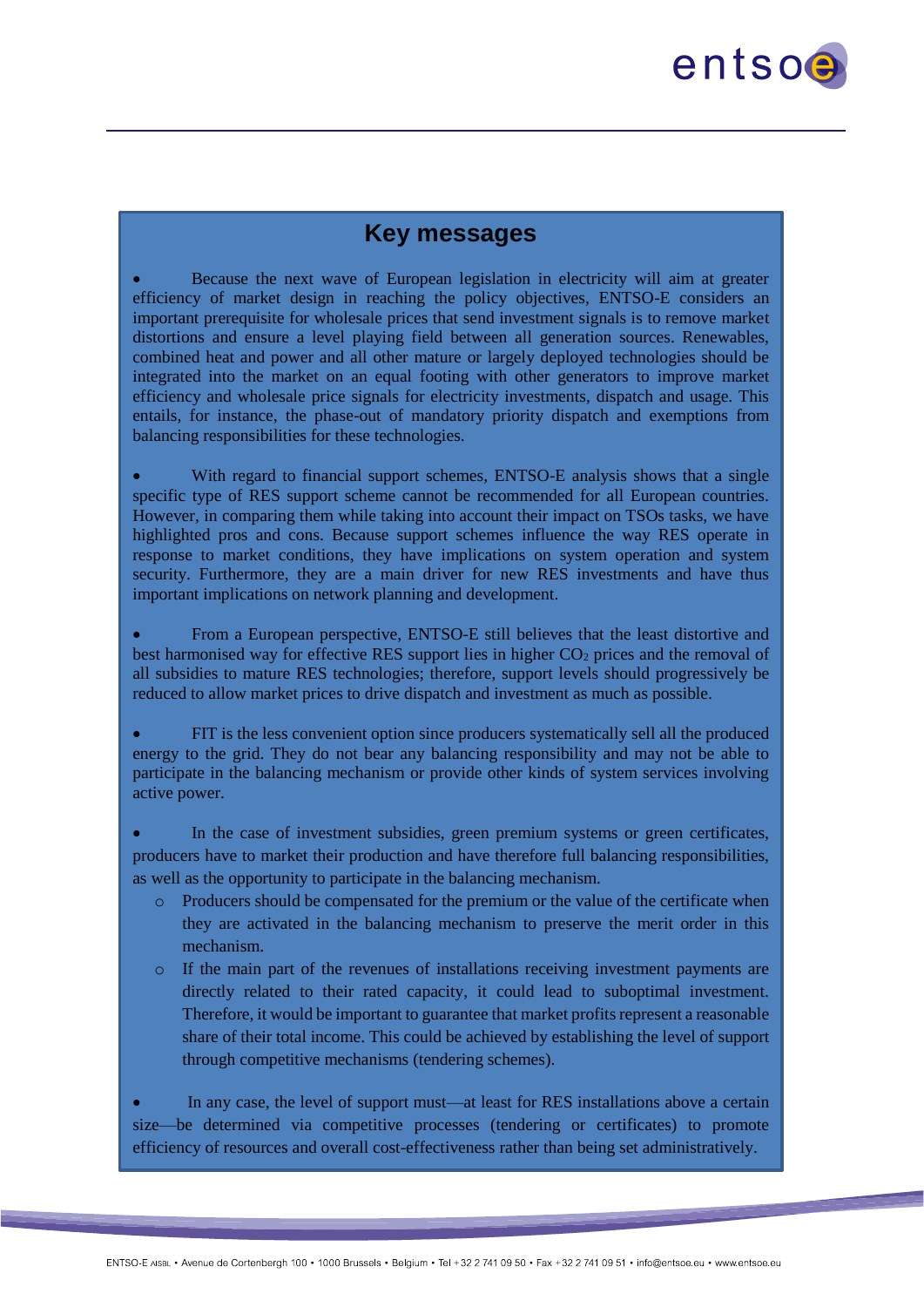## Key messages

- Because the next wave of European legislation in electricity will aim at greater efficiency of market design in reaching the policy objectives, ENTSO-E considers an important prerequisite for wholesale prices that send investment signals is to remove market distortions and ensure a level playing field between all generation sources. Renewables, combined heat and power and all other mature or largely deployed technologies should be integrated into the market on an equal footing with other generators to improve market efficiency and wholesale price signals for electricity investments, dispatch and usage. This entails, for instance, the phase-out of mandatory priority dispatch and exemptions from balancing responsibilities for these technologies.

- With regard to financial support schemes, ENTSO-E analysis shows that a single specific type of RES support scheme cannot be recommended for all European countries. However, in comparing them while taking into account their impact on TSOs tasks, we have highlighted pros and cons. Because support schemes influence the way RES operate in response to market conditions, they have implications on system operation and system security. Furthermore, they are a main driver for new RES investments and have thus important implications on network planning and development.

- From a European perspective, ENTSO-E still believes that the least distortive and best harmonised way for effective RES support lies in higher $CO_2$ prices and the removal of all subsidies to mature RES technologies; therefore, support levels should progressively be reduced to allow market prices to drive dispatch and investment as much as possible.

- FIT is the less convenient option since producers systematically sell all the produced energy to the grid. They do not bear any balancing responsibility and may not be able to participate in the balancing mechanism or provide other kinds of system services involving active power.

- In the case of investment subsidies, green premium systems or green certificates, producers have to market their production and have therefore full balancing responsibilities, as well as the opportunity to participate in the balancing mechanism.
  - Producers should be compensated for the premium or the value of the certificate when they are activated in the balancing mechanism to preserve the merit order in this mechanism.
  - If the main part of the revenues of installations receiving investment payments are directly related to their rated capacity, it could lead to suboptimal investment. Therefore, it would be important to guarantee that market profits represent a reasonable share of their total income. This could be achieved by establishing the level of support through competitive mechanisms (tendering schemes).

- In any case, the level of support must—at least for RES installations above a certain size—be determined via competitive processes (tendering or certificates) to promote efficiency of resources and overall cost-effectiveness rather than being set administratively.